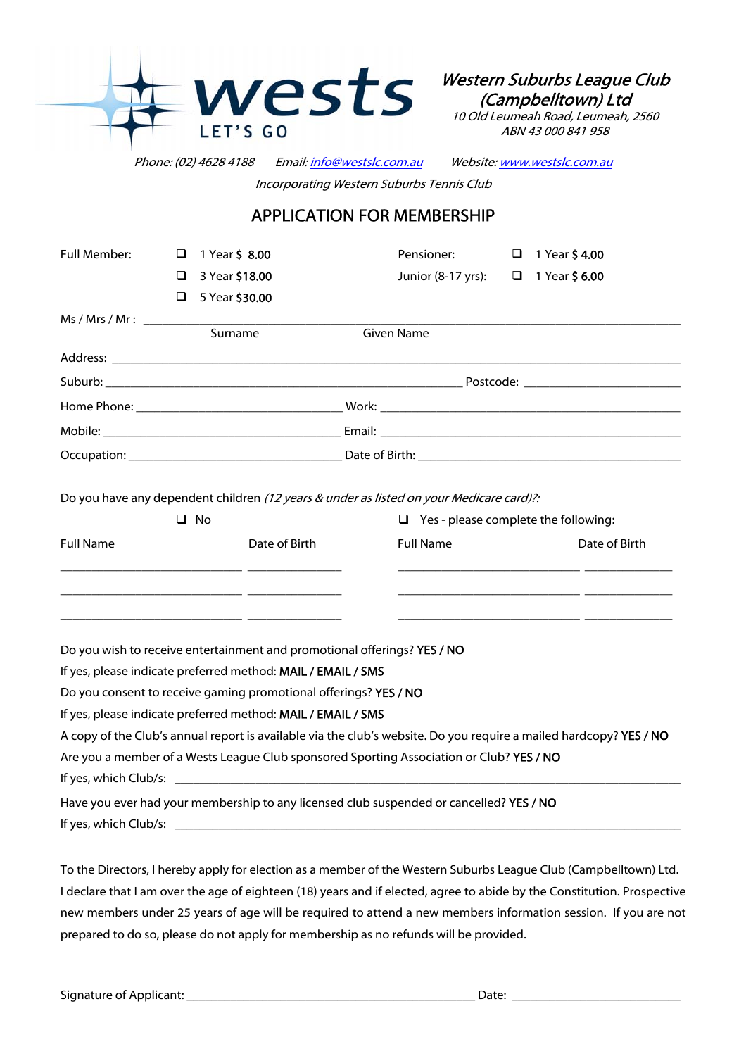wests
LET'S GO

*Western Suburbs League Club (Campbelltown) Ltd*
*10 Old Leumeah Road, Leumeah, 2560*
*ABN 43 000 841 958*

*Phone: (02) 4628 4188* *Email: info@westslc.com.au* *Website: www.westslc.com.au*

*Incorporating Western Suburbs Tennis Club*

# APPLICATION FOR MEMBERSHIP

| Full Member: | ❑ 1 Year $ **8.00** | Pensioner: | ❑ 1 Year **$ 4.00** |
|---|---|---|---|
| | ❑ 3 Year **$18.00** | Junior (8-17 yrs): | ❑ 1 Year **$ 6.00** |
| | ❑ 5 Year **$30.00** | | |

Ms / Mrs / Mr : ______________________________________________
Surname Given Name

Address: ______________________________________________

Suburb: ______________________________ Postcode: ______________

Home Phone: ____________________ Work: ____________________

Mobile: ____________________ Email: ____________________

Occupation: ____________________ Date of Birth: ____________________

Do you have any dependent children *(12 years & under as listed on your Medicare card)?:*

❑ No ❑ Yes - please complete the following:

| Full Name | Date of Birth | Full Name | Date of Birth |
|---|---|---|---|
| ____________ | ________ | ____________ | ________ |
| ____________ | ________ | ____________ | ________ |
| ____________ | ________ | ____________ | ________ |

Do you wish to receive entertainment and promotional offerings? **YES / NO**

If yes, please indicate preferred method: **MAIL / EMAIL / SMS**

Do you consent to receive gaming promotional offerings? **YES / NO**

If yes, please indicate preferred method: **MAIL / EMAIL / SMS**

A copy of the Club's annual report is available via the club's website. Do you require a mailed hardcopy? **YES / NO**

Are you a member of a Wests League Club sponsored Sporting Association or Club? **YES / NO**

If yes, which Club/s: ______________________________________________

Have you ever had your membership to any licensed club suspended or cancelled? **YES / NO**

If yes, which Club/s: ______________________________________________

To the Directors, I hereby apply for election as a member of the Western Suburbs League Club (Campbelltown) Ltd. I declare that I am over the age of eighteen (18) years and if elected, agree to abide by the Constitution. Prospective new members under 25 years of age will be required to attend a new members information session. If you are not prepared to do so, please do not apply for membership as no refunds will be provided.

Signature of Applicant: ______________________________ Date: ______________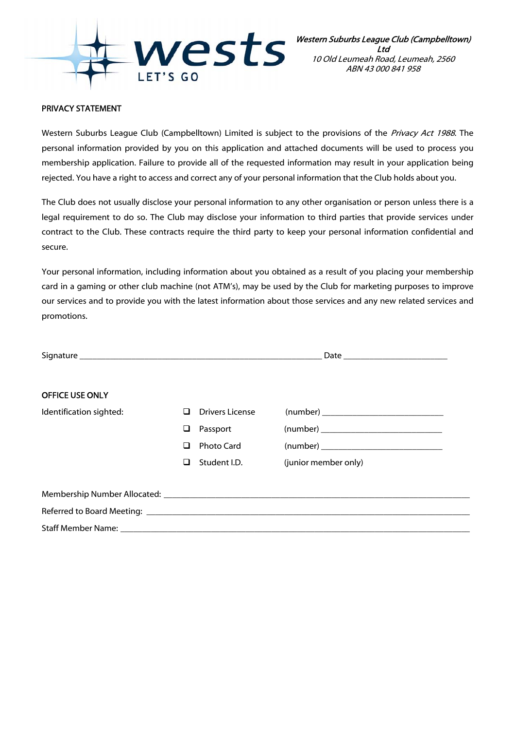wests LET'S GO

*Western Suburbs League Club (Campbelltown) Ltd*
*10 Old Leumeah Road, Leumeah, 2560*
*ABN 43 000 841 958*

## PRIVACY STATEMENT

Western Suburbs League Club (Campbelltown) Limited is subject to the provisions of the *Privacy Act 1988*. The personal information provided by you on this application and attached documents will be used to process you membership application. Failure to provide all of the requested information may result in your application being rejected. You have a right to access and correct any of your personal information that the Club holds about you.

The Club does not usually disclose your personal information to any other organisation or person unless there is a legal requirement to do so. The Club may disclose your information to third parties that provide services under contract to the Club. These contracts require the third party to keep your personal information confidential and secure.

Your personal information, including information about you obtained as a result of you placing your membership card in a gaming or other club machine (not ATM's), may be used by the Club for marketing purposes to improve our services and to provide you with the latest information about those services and any new related services and promotions.

Signature ________________________________________ Date ____________________

## OFFICE USE ONLY

Identification sighted:

- ❑ Drivers License (number) ______________________
- ❑ Passport (number) ______________________
- ❑ Photo Card (number) ______________________
- ❑ Student I.D. (junior member only)

Membership Number Allocated: ______________________________________________

Referred to Board Meeting: ______________________________________________

Staff Member Name: ______________________________________________